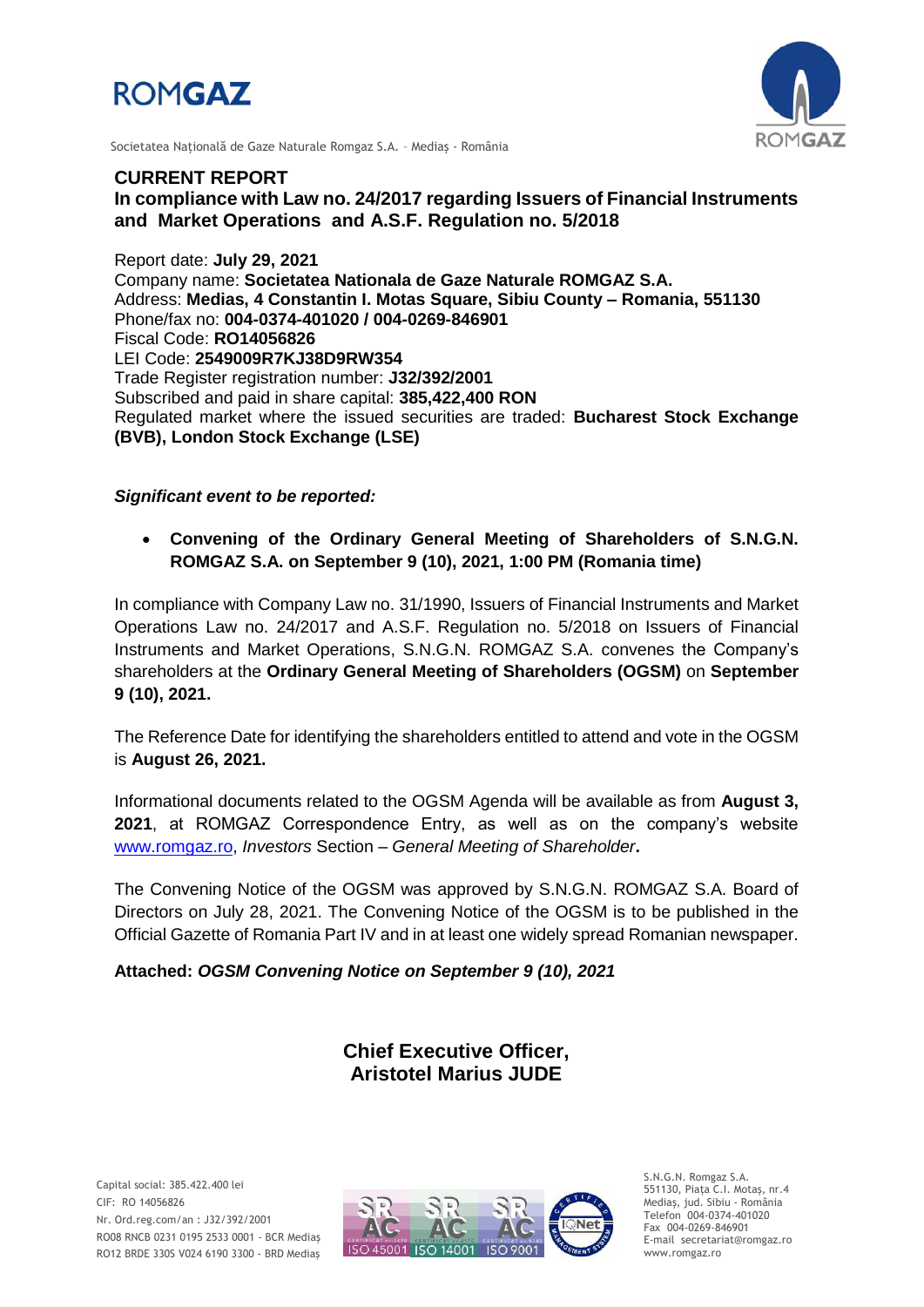# CURRENT REPORT

**In compliance with Law no. 24/2017 regarding Issuers of Financial Instruments and Market Operations and A.S.F. Regulation no. 5/2018**

Report date: **July 29, 2021**
Company name: **Societatea Nationala de Gaze Naturale ROMGAZ S.A.**
Address: **Medias, 4 Constantin I. Motas Square, Sibiu County – Romania, 551130**
Phone/fax no: **004-0374-401020 / 004-0269-846901**
Fiscal Code: **RO14056826**
LEI Code: **2549009R7KJ38D9RW354**
Trade Register registration number: **J32/392/2001**
Subscribed and paid in share capital: **385,422,400 RON**
Regulated market where the issued securities are traded: **Bucharest Stock Exchange (BVB), London Stock Exchange (LSE)**

***Significant event to be reported:***

- **Convening of the Ordinary General Meeting of Shareholders of S.N.G.N. ROMGAZ S.A. on September 9 (10), 2021, 1:00 PM (Romania time)**

In compliance with Company Law no. 31/1990, Issuers of Financial Instruments and Market Operations Law no. 24/2017 and A.S.F. Regulation no. 5/2018 on Issuers of Financial Instruments and Market Operations, S.N.G.N. ROMGAZ S.A. convenes the Company's shareholders at the **Ordinary General Meeting of Shareholders (OGSM)** on **September 9 (10), 2021.**

The Reference Date for identifying the shareholders entitled to attend and vote in the OGSM is **August 26, 2021.**

Informational documents related to the OGSM Agenda will be available as from **August 3, 2021**, at ROMGAZ Correspondence Entry, as well as on the company's website www.romgaz.ro, *Investors* Section – *General Meeting of Shareholder***.**

The Convening Notice of the OGSM was approved by S.N.G.N. ROMGAZ S.A. Board of Directors on July 28, 2021. The Convening Notice of the OGSM is to be published in the Official Gazette of Romania Part IV and in at least one widely spread Romanian newspaper.

**Attached:** ***OGSM Convening Notice on September 9 (10), 2021***

**Chief Executive Officer,**
**Aristotel Marius JUDE**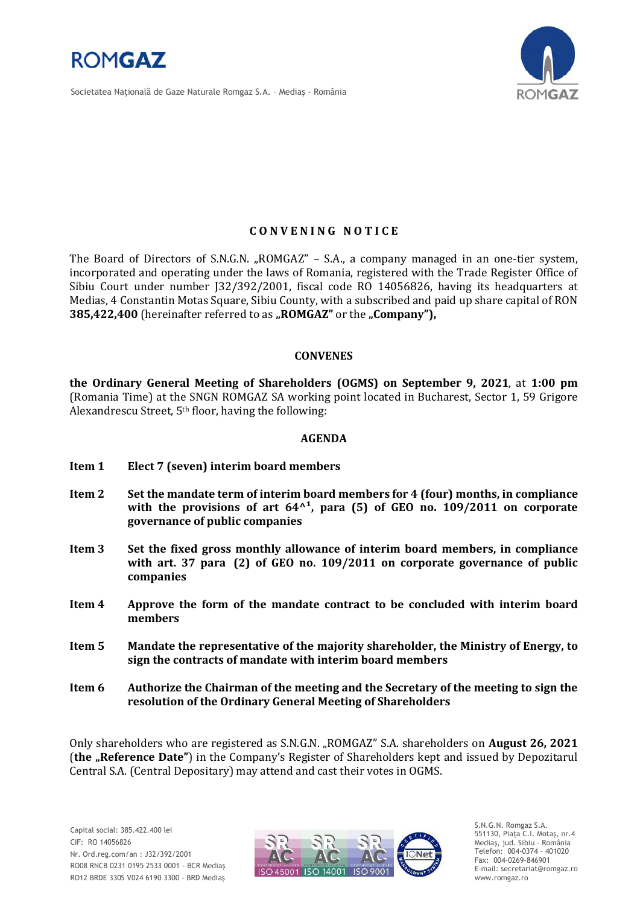# CONVENING NOTICE

The Board of Directors of S.N.G.N. „ROMGAZ" – S.A., a company managed in an one-tier system, incorporated and operating under the laws of Romania, registered with the Trade Register Office of Sibiu Court under number J32/392/2001, fiscal code RO 14056826, having its headquarters at Medias, 4 Constantin Motas Square, Sibiu County, with a subscribed and paid up share capital of RON **385,422,400** (hereinafter referred to as **„ROMGAZ"** or the **„Company"),**

**CONVENES**

**the Ordinary General Meeting of Shareholders (OGMS) on September 9, 2021**, at **1:00 pm** (Romania Time) at the SNGN ROMGAZ SA working point located in Bucharest, Sector 1, 59 Grigore Alexandrescu Street, 5th floor, having the following:

**AGENDA**

**Item 1** **Elect 7 (seven) interim board members**

**Item 2** **Set the mandate term of interim board members for 4 (four) months, in compliance with the provisions of art 64^1, para (5) of GEO no. 109/2011 on corporate governance of public companies**

**Item 3** **Set the fixed gross monthly allowance of interim board members, in compliance with art. 37 para (2) of GEO no. 109/2011 on corporate governance of public companies**

**Item 4** **Approve the form of the mandate contract to be concluded with interim board members**

**Item 5** **Mandate the representative of the majority shareholder, the Ministry of Energy, to sign the contracts of mandate with interim board members**

**Item 6** **Authorize the Chairman of the meeting and the Secretary of the meeting to sign the resolution of the Ordinary General Meeting of Shareholders**

Only shareholders who are registered as S.N.G.N. „ROMGAZ" S.A. shareholders on **August 26, 2021** (**the „Reference Date"**) in the Company's Register of Shareholders kept and issued by Depozitarul Central S.A. (Central Depositary) may attend and cast their votes in OGMS.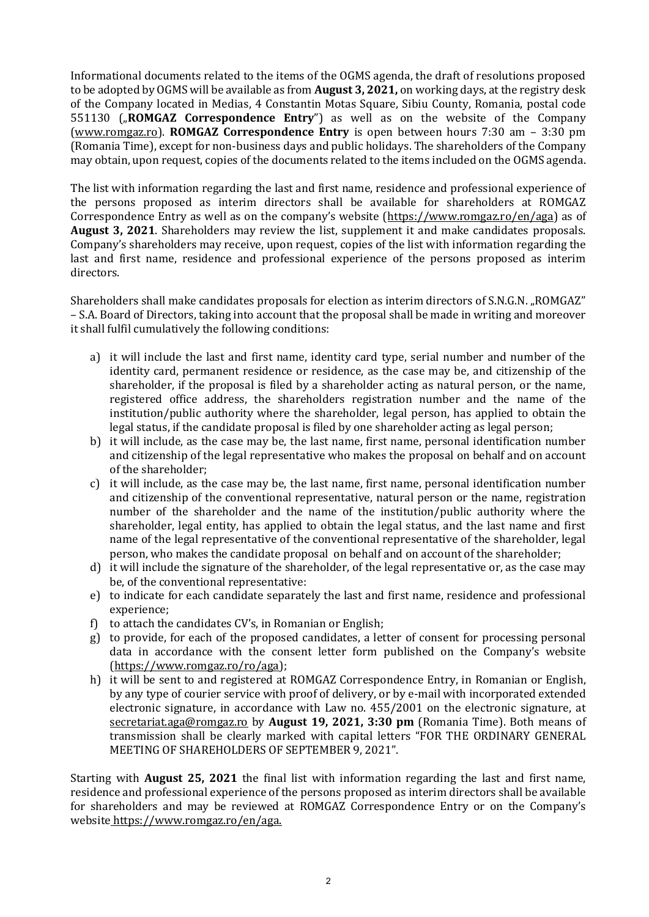Informational documents related to the items of the OGMS agenda, the draft of resolutions proposed to be adopted by OGMS will be available as from **August 3, 2021,** on working days, at the registry desk of the Company located in Medias, 4 Constantin Motas Square, Sibiu County, Romania, postal code 551130 („**ROMGAZ Correspondence Entry**") as well as on the website of the Company (www.romgaz.ro). **ROMGAZ Correspondence Entry** is open between hours 7:30 am – 3:30 pm (Romania Time), except for non-business days and public holidays. The shareholders of the Company may obtain, upon request, copies of the documents related to the items included on the OGMS agenda.

The list with information regarding the last and first name, residence and professional experience of the persons proposed as interim directors shall be available for shareholders at ROMGAZ Correspondence Entry as well as on the company's website (https://www.romgaz.ro/en/aga) as of **August 3, 2021**. Shareholders may review the list, supplement it and make candidates proposals. Company's shareholders may receive, upon request, copies of the list with information regarding the last and first name, residence and professional experience of the persons proposed as interim directors.

Shareholders shall make candidates proposals for election as interim directors of S.N.G.N. „ROMGAZ" – S.A. Board of Directors, taking into account that the proposal shall be made in writing and moreover it shall fulfil cumulatively the following conditions:

a) it will include the last and first name, identity card type, serial number and number of the identity card, permanent residence or residence, as the case may be, and citizenship of the shareholder, if the proposal is filed by a shareholder acting as natural person, or the name, registered office address, the shareholders registration number and the name of the institution/public authority where the shareholder, legal person, has applied to obtain the legal status, if the candidate proposal is filed by one shareholder acting as legal person;
b) it will include, as the case may be, the last name, first name, personal identification number and citizenship of the legal representative who makes the proposal on behalf and on account of the shareholder;
c) it will include, as the case may be, the last name, first name, personal identification number and citizenship of the conventional representative, natural person or the name, registration number of the shareholder and the name of the institution/public authority where the shareholder, legal entity, has applied to obtain the legal status, and the last name and first name of the legal representative of the conventional representative of the shareholder, legal person, who makes the candidate proposal on behalf and on account of the shareholder;
d) it will include the signature of the shareholder, of the legal representative or, as the case may be, of the conventional representative:
e) to indicate for each candidate separately the last and first name, residence and professional experience;
f) to attach the candidates CV's, in Romanian or English;
g) to provide, for each of the proposed candidates, a letter of consent for processing personal data in accordance with the consent letter form published on the Company's website (https://www.romgaz.ro/ro/aga);
h) it will be sent to and registered at ROMGAZ Correspondence Entry, in Romanian or English, by any type of courier service with proof of delivery, or by e-mail with incorporated extended electronic signature, in accordance with Law no. 455/2001 on the electronic signature, at secretariat.aga@romgaz.ro by **August 19, 2021, 3:30 pm** (Romania Time). Both means of transmission shall be clearly marked with capital letters "FOR THE ORDINARY GENERAL MEETING OF SHAREHOLDERS OF SEPTEMBER 9, 2021".

Starting with **August 25, 2021** the final list with information regarding the last and first name, residence and professional experience of the persons proposed as interim directors shall be available for shareholders and may be reviewed at ROMGAZ Correspondence Entry or on the Company's website https://www.romgaz.ro/en/aga.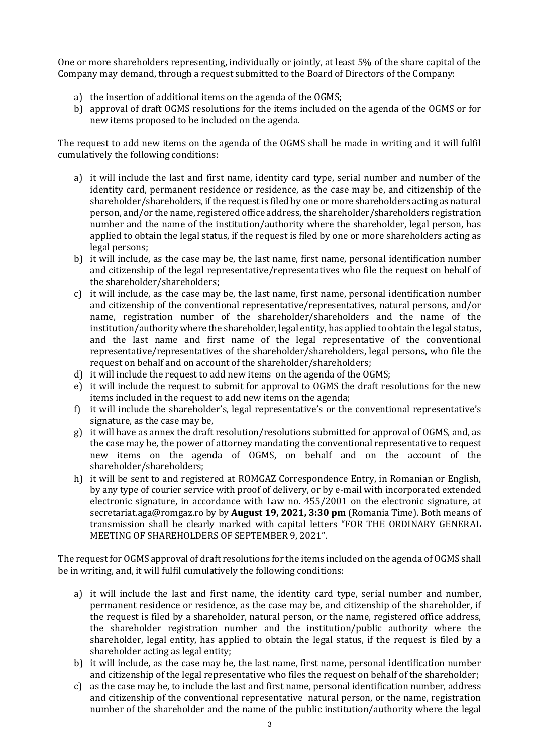One or more shareholders representing, individually or jointly, at least 5% of the share capital of the Company may demand, through a request submitted to the Board of Directors of the Company:

a) the insertion of additional items on the agenda of the OGMS;
b) approval of draft OGMS resolutions for the items included on the agenda of the OGMS or for new items proposed to be included on the agenda.

The request to add new items on the agenda of the OGMS shall be made in writing and it will fulfil cumulatively the following conditions:

a) it will include the last and first name, identity card type, serial number and number of the identity card, permanent residence or residence, as the case may be, and citizenship of the shareholder/shareholders, if the request is filed by one or more shareholders acting as natural person, and/or the name, registered office address, the shareholder/shareholders registration number and the name of the institution/authority where the shareholder, legal person, has applied to obtain the legal status, if the request is filed by one or more shareholders acting as legal persons;
b) it will include, as the case may be, the last name, first name, personal identification number and citizenship of the legal representative/representatives who file the request on behalf of the shareholder/shareholders;
c) it will include, as the case may be, the last name, first name, personal identification number and citizenship of the conventional representative/representatives, natural persons, and/or name, registration number of the shareholder/shareholders and the name of the institution/authority where the shareholder, legal entity, has applied to obtain the legal status, and the last name and first name of the legal representative of the conventional representative/representatives of the shareholder/shareholders, legal persons, who file the request on behalf and on account of the shareholder/shareholders;
d) it will include the request to add new items on the agenda of the OGMS;
e) it will include the request to submit for approval to OGMS the draft resolutions for the new items included in the request to add new items on the agenda;
f) it will include the shareholder's, legal representative's or the conventional representative's signature, as the case may be,
g) it will have as annex the draft resolution/resolutions submitted for approval of OGMS, and, as the case may be, the power of attorney mandating the conventional representative to request new items on the agenda of OGMS, on behalf and on the account of the shareholder/shareholders;
h) it will be sent to and registered at ROMGAZ Correspondence Entry, in Romanian or English, by any type of courier service with proof of delivery, or by e-mail with incorporated extended electronic signature, in accordance with Law no. 455/2001 on the electronic signature, at secretariat.aga@romgaz.ro by by **August 19, 2021, 3:30 pm** (Romania Time). Both means of transmission shall be clearly marked with capital letters "FOR THE ORDINARY GENERAL MEETING OF SHAREHOLDERS OF SEPTEMBER 9, 2021".

The request for OGMS approval of draft resolutions for the items included on the agenda of OGMS shall be in writing, and, it will fulfil cumulatively the following conditions:

a) it will include the last and first name, the identity card type, serial number and number, permanent residence or residence, as the case may be, and citizenship of the shareholder, if the request is filed by a shareholder, natural person, or the name, registered office address, the shareholder registration number and the institution/public authority where the shareholder, legal entity, has applied to obtain the legal status, if the request is filed by a shareholder acting as legal entity;
b) it will include, as the case may be, the last name, first name, personal identification number and citizenship of the legal representative who files the request on behalf of the shareholder;
c) as the case may be, to include the last and first name, personal identification number, address and citizenship of the conventional representative natural person, or the name, registration number of the shareholder and the name of the public institution/authority where the legal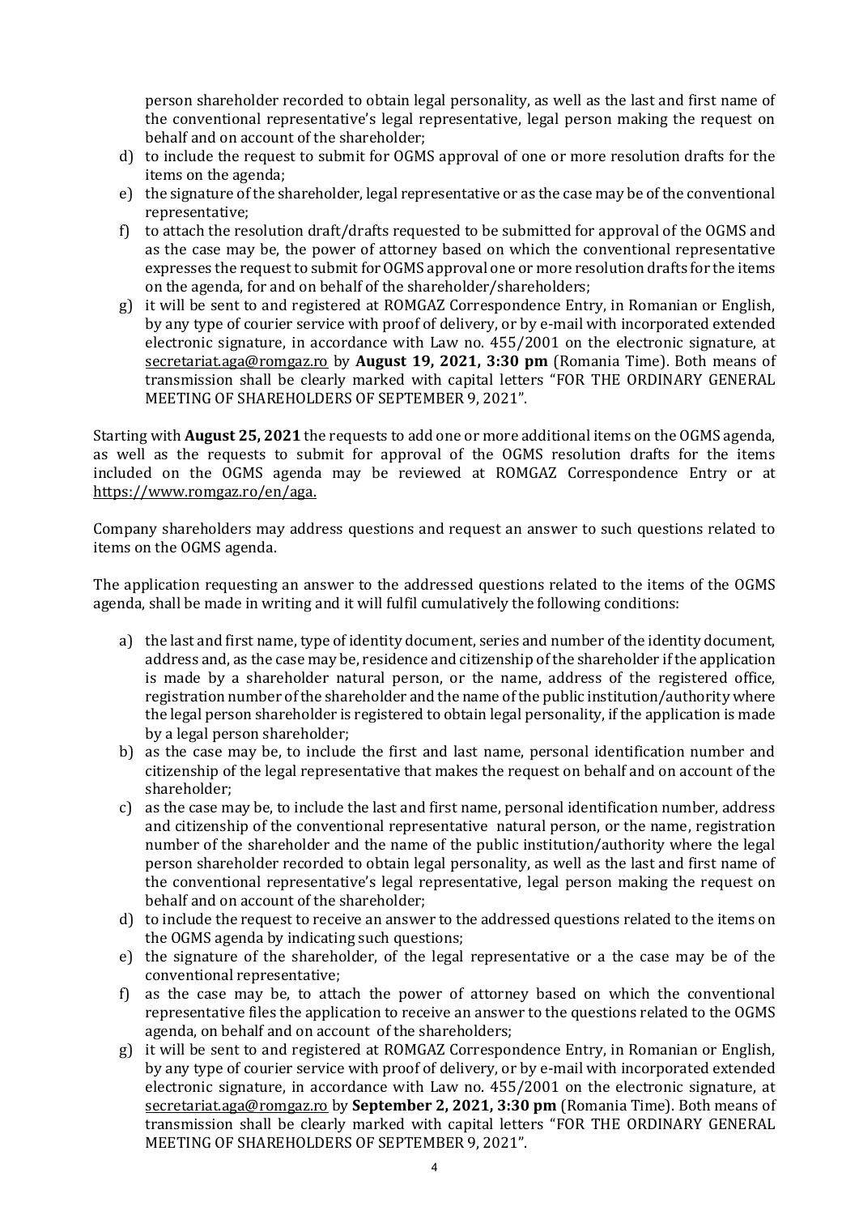person shareholder recorded to obtain legal personality, as well as the last and first name of the conventional representative's legal representative, legal person making the request on behalf and on account of the shareholder;

d) to include the request to submit for OGMS approval of one or more resolution drafts for the items on the agenda;

e) the signature of the shareholder, legal representative or as the case may be of the conventional representative;

f) to attach the resolution draft/drafts requested to be submitted for approval of the OGMS and as the case may be, the power of attorney based on which the conventional representative expresses the request to submit for OGMS approval one or more resolution drafts for the items on the agenda, for and on behalf of the shareholder/shareholders;

g) it will be sent to and registered at ROMGAZ Correspondence Entry, in Romanian or English, by any type of courier service with proof of delivery, or by e-mail with incorporated extended electronic signature, in accordance with Law no. 455/2001 on the electronic signature, at secretariat.aga@romgaz.ro by **August 19, 2021, 3:30 pm** (Romania Time). Both means of transmission shall be clearly marked with capital letters "FOR THE ORDINARY GENERAL MEETING OF SHAREHOLDERS OF SEPTEMBER 9, 2021".

Starting with **August 25, 2021** the requests to add one or more additional items on the OGMS agenda, as well as the requests to submit for approval of the OGMS resolution drafts for the items included on the OGMS agenda may be reviewed at ROMGAZ Correspondence Entry or at https://www.romgaz.ro/en/aga.

Company shareholders may address questions and request an answer to such questions related to items on the OGMS agenda.

The application requesting an answer to the addressed questions related to the items of the OGMS agenda, shall be made in writing and it will fulfil cumulatively the following conditions:

a) the last and first name, type of identity document, series and number of the identity document, address and, as the case may be, residence and citizenship of the shareholder if the application is made by a shareholder natural person, or the name, address of the registered office, registration number of the shareholder and the name of the public institution/authority where the legal person shareholder is registered to obtain legal personality, if the application is made by a legal person shareholder;

b) as the case may be, to include the first and last name, personal identification number and citizenship of the legal representative that makes the request on behalf and on account of the shareholder;

c) as the case may be, to include the last and first name, personal identification number, address and citizenship of the conventional representative natural person, or the name, registration number of the shareholder and the name of the public institution/authority where the legal person shareholder recorded to obtain legal personality, as well as the last and first name of the conventional representative's legal representative, legal person making the request on behalf and on account of the shareholder;

d) to include the request to receive an answer to the addressed questions related to the items on the OGMS agenda by indicating such questions;

e) the signature of the shareholder, of the legal representative or a the case may be of the conventional representative;

f) as the case may be, to attach the power of attorney based on which the conventional representative files the application to receive an answer to the questions related to the OGMS agenda, on behalf and on account of the shareholders;

g) it will be sent to and registered at ROMGAZ Correspondence Entry, in Romanian or English, by any type of courier service with proof of delivery, or by e-mail with incorporated extended electronic signature, in accordance with Law no. 455/2001 on the electronic signature, at secretariat.aga@romgaz.ro by **September 2, 2021, 3:30 pm** (Romania Time). Both means of transmission shall be clearly marked with capital letters "FOR THE ORDINARY GENERAL MEETING OF SHAREHOLDERS OF SEPTEMBER 9, 2021".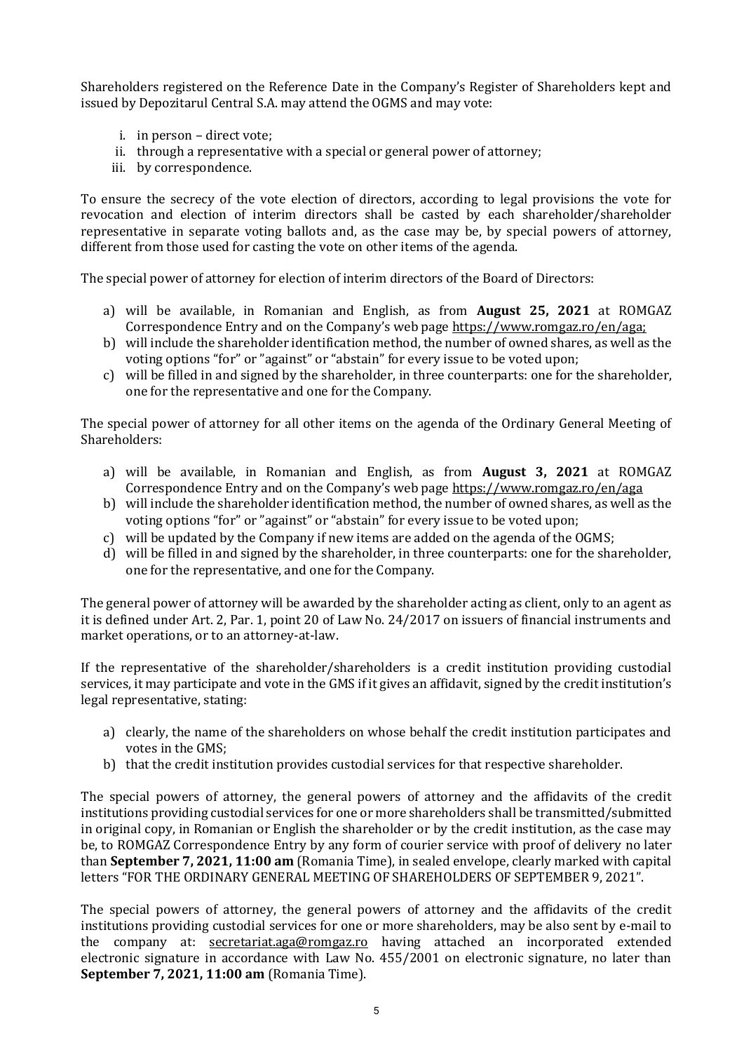Shareholders registered on the Reference Date in the Company's Register of Shareholders kept and issued by Depozitarul Central S.A. may attend the OGMS and may vote:

i. in person – direct vote;
ii. through a representative with a special or general power of attorney;
iii. by correspondence.

To ensure the secrecy of the vote election of directors, according to legal provisions the vote for revocation and election of interim directors shall be casted by each shareholder/shareholder representative in separate voting ballots and, as the case may be, by special powers of attorney, different from those used for casting the vote on other items of the agenda.

The special power of attorney for election of interim directors of the Board of Directors:

a) will be available, in Romanian and English, as from **August 25, 2021** at ROMGAZ Correspondence Entry and on the Company's web page https://www.romgaz.ro/en/aga;
b) will include the shareholder identification method, the number of owned shares, as well as the voting options "for" or "against" or "abstain" for every issue to be voted upon;
c) will be filled in and signed by the shareholder, in three counterparts: one for the shareholder, one for the representative and one for the Company.

The special power of attorney for all other items on the agenda of the Ordinary General Meeting of Shareholders:

a) will be available, in Romanian and English, as from **August 3, 2021** at ROMGAZ Correspondence Entry and on the Company's web page https://www.romgaz.ro/en/aga
b) will include the shareholder identification method, the number of owned shares, as well as the voting options "for" or "against" or "abstain" for every issue to be voted upon;
c) will be updated by the Company if new items are added on the agenda of the OGMS;
d) will be filled in and signed by the shareholder, in three counterparts: one for the shareholder, one for the representative, and one for the Company.

The general power of attorney will be awarded by the shareholder acting as client, only to an agent as it is defined under Art. 2, Par. 1, point 20 of Law No. 24/2017 on issuers of financial instruments and market operations, or to an attorney-at-law.

If the representative of the shareholder/shareholders is a credit institution providing custodial services, it may participate and vote in the GMS if it gives an affidavit, signed by the credit institution's legal representative, stating:

a) clearly, the name of the shareholders on whose behalf the credit institution participates and votes in the GMS;
b) that the credit institution provides custodial services for that respective shareholder.

The special powers of attorney, the general powers of attorney and the affidavits of the credit institutions providing custodial services for one or more shareholders shall be transmitted/submitted in original copy, in Romanian or English the shareholder or by the credit institution, as the case may be, to ROMGAZ Correspondence Entry by any form of courier service with proof of delivery no later than **September 7, 2021, 11:00 am** (Romania Time), in sealed envelope, clearly marked with capital letters "FOR THE ORDINARY GENERAL MEETING OF SHAREHOLDERS OF SEPTEMBER 9, 2021".

The special powers of attorney, the general powers of attorney and the affidavits of the credit institutions providing custodial services for one or more shareholders, may be also sent by e-mail to the company at: secretariat.aga@romgaz.ro having attached an incorporated extended electronic signature in accordance with Law No. 455/2001 on electronic signature, no later than **September 7, 2021, 11:00 am** (Romania Time).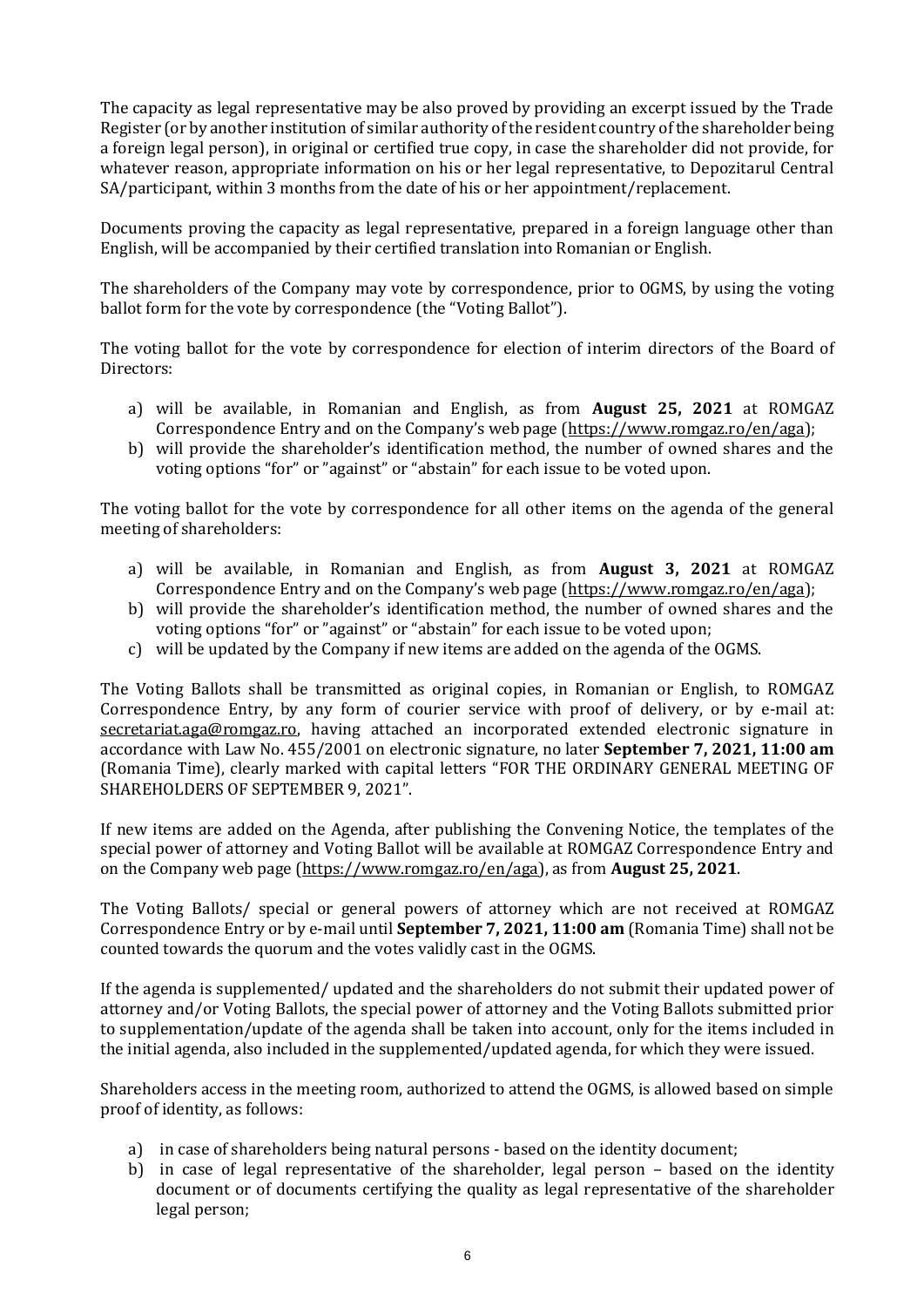The capacity as legal representative may be also proved by providing an excerpt issued by the Trade Register (or by another institution of similar authority of the resident country of the shareholder being a foreign legal person), in original or certified true copy, in case the shareholder did not provide, for whatever reason, appropriate information on his or her legal representative, to Depozitarul Central SA/participant, within 3 months from the date of his or her appointment/replacement.

Documents proving the capacity as legal representative, prepared in a foreign language other than English, will be accompanied by their certified translation into Romanian or English.

The shareholders of the Company may vote by correspondence, prior to OGMS, by using the voting ballot form for the vote by correspondence (the "Voting Ballot").

The voting ballot for the vote by correspondence for election of interim directors of the Board of Directors:

a) will be available, in Romanian and English, as from **August 25, 2021** at ROMGAZ Correspondence Entry and on the Company's web page (https://www.romgaz.ro/en/aga);
b) will provide the shareholder's identification method, the number of owned shares and the voting options "for" or "against" or "abstain" for each issue to be voted upon.

The voting ballot for the vote by correspondence for all other items on the agenda of the general meeting of shareholders:

a) will be available, in Romanian and English, as from **August 3, 2021** at ROMGAZ Correspondence Entry and on the Company's web page (https://www.romgaz.ro/en/aga);
b) will provide the shareholder's identification method, the number of owned shares and the voting options "for" or "against" or "abstain" for each issue to be voted upon;
c) will be updated by the Company if new items are added on the agenda of the OGMS.

The Voting Ballots shall be transmitted as original copies, in Romanian or English, to ROMGAZ Correspondence Entry, by any form of courier service with proof of delivery, or by e-mail at: secretariat.aga@romgaz.ro, having attached an incorporated extended electronic signature in accordance with Law No. 455/2001 on electronic signature, no later **September 7, 2021, 11:00 am** (Romania Time), clearly marked with capital letters "FOR THE ORDINARY GENERAL MEETING OF SHAREHOLDERS OF SEPTEMBER 9, 2021".

If new items are added on the Agenda, after publishing the Convening Notice, the templates of the special power of attorney and Voting Ballot will be available at ROMGAZ Correspondence Entry and on the Company web page (https://www.romgaz.ro/en/aga), as from **August 25, 2021**.

The Voting Ballots/ special or general powers of attorney which are not received at ROMGAZ Correspondence Entry or by e-mail until **September 7, 2021, 11:00 am** (Romania Time) shall not be counted towards the quorum and the votes validly cast in the OGMS.

If the agenda is supplemented/ updated and the shareholders do not submit their updated power of attorney and/or Voting Ballots, the special power of attorney and the Voting Ballots submitted prior to supplementation/update of the agenda shall be taken into account, only for the items included in the initial agenda, also included in the supplemented/updated agenda, for which they were issued.

Shareholders access in the meeting room, authorized to attend the OGMS, is allowed based on simple proof of identity, as follows:

a) in case of shareholders being natural persons - based on the identity document;
b) in case of legal representative of the shareholder, legal person – based on the identity document or of documents certifying the quality as legal representative of the shareholder legal person;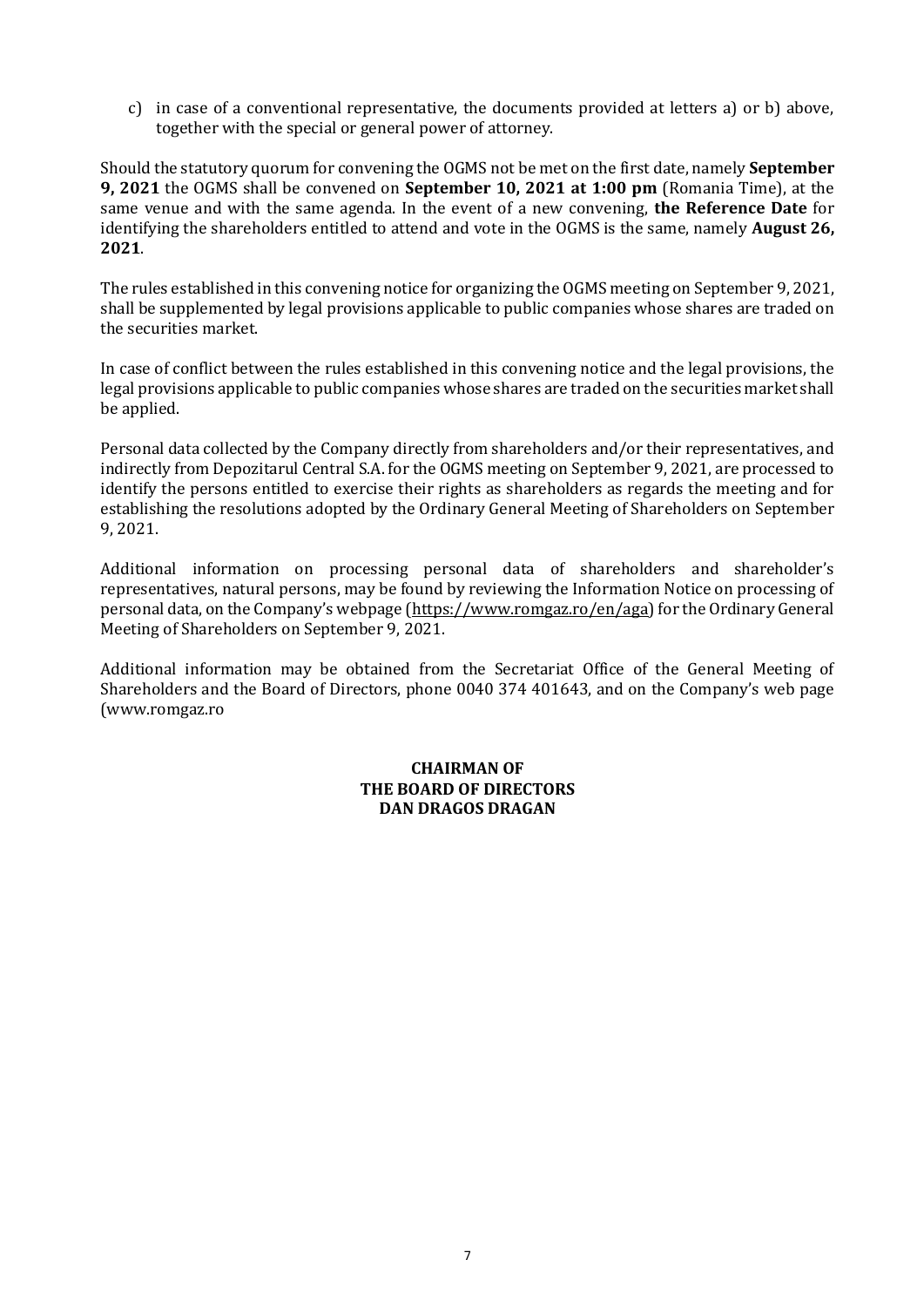c) in case of a conventional representative, the documents provided at letters a) or b) above, together with the special or general power of attorney.

Should the statutory quorum for convening the OGMS not be met on the first date, namely **September 9, 2021** the OGMS shall be convened on **September 10, 2021 at 1:00 pm** (Romania Time), at the same venue and with the same agenda. In the event of a new convening, **the Reference Date** for identifying the shareholders entitled to attend and vote in the OGMS is the same, namely **August 26, 2021**.

The rules established in this convening notice for organizing the OGMS meeting on September 9, 2021, shall be supplemented by legal provisions applicable to public companies whose shares are traded on the securities market.

In case of conflict between the rules established in this convening notice and the legal provisions, the legal provisions applicable to public companies whose shares are traded on the securities market shall be applied.

Personal data collected by the Company directly from shareholders and/or their representatives, and indirectly from Depozitarul Central S.A. for the OGMS meeting on September 9, 2021, are processed to identify the persons entitled to exercise their rights as shareholders as regards the meeting and for establishing the resolutions adopted by the Ordinary General Meeting of Shareholders on September 9, 2021.

Additional information on processing personal data of shareholders and shareholder's representatives, natural persons, may be found by reviewing the Information Notice on processing of personal data, on the Company's webpage (https://www.romgaz.ro/en/aga) for the Ordinary General Meeting of Shareholders on September 9, 2021.

Additional information may be obtained from the Secretariat Office of the General Meeting of Shareholders and the Board of Directors, phone 0040 374 401643, and on the Company's web page (www.romgaz.ro

**CHAIRMAN OF**
**THE BOARD OF DIRECTORS**
**DAN DRAGOS DRAGAN**